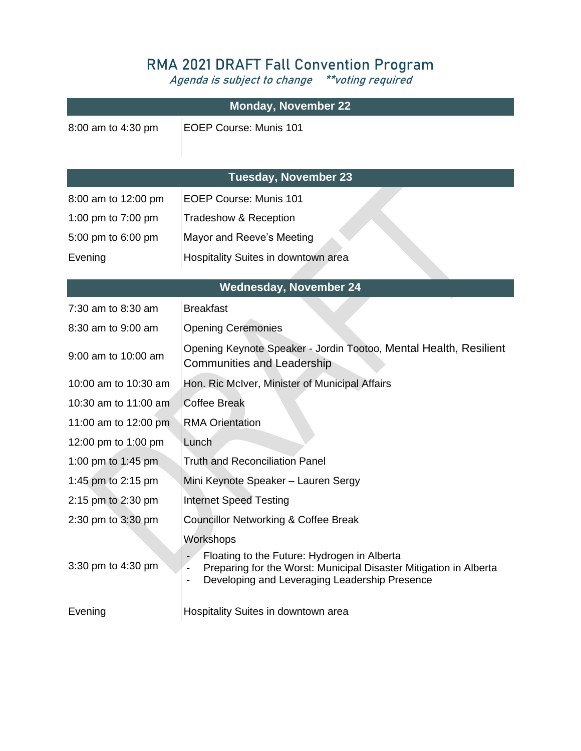# RMA 2021 DRAFT Fall Convention Program

*Agenda is subject to change \*\*voting required*

| Monday, November 22 | |
|---|---|
| 8:00 am to 4:30 pm | EOEP Course: Munis 101 |

| Tuesday, November 23 | |
|---|---|
| 8:00 am to 12:00 pm | EOEP Course: Munis 101 |
| 1:00 pm to 7:00 pm | Tradeshow & Reception |
| 5:00 pm to 6:00 pm | Mayor and Reeve's Meeting |
| Evening | Hospitality Suites in downtown area |

| Wednesday, November 24 | |
|---|---|
| 7:30 am to 8:30 am | Breakfast |
| 8:30 am to 9:00 am | Opening Ceremonies |
| 9:00 am to 10:00 am | Opening Keynote Speaker - Jordin Tootoo, Mental Health, Resilient Communities and Leadership |
| 10:00 am to 10:30 am | Hon. Ric McIver, Minister of Municipal Affairs |
| 10:30 am to 11:00 am | Coffee Break |
| 11:00 am to 12:00 pm | RMA Orientation |
| 12:00 pm to 1:00 pm | Lunch |
| 1:00 pm to 1:45 pm | Truth and Reconciliation Panel |
| 1:45 pm to 2:15 pm | Mini Keynote Speaker – Lauren Sergy |
| 2:15 pm to 2:30 pm | Internet Speed Testing |
| 2:30 pm to 3:30 pm | Councillor Networking & Coffee Break |
| 3:30 pm to 4:30 pm | Workshops<br>- Floating to the Future: Hydrogen in Alberta<br>- Preparing for the Worst: Municipal Disaster Mitigation in Alberta<br>- Developing and Leveraging Leadership Presence |
| Evening | Hospitality Suites in downtown area |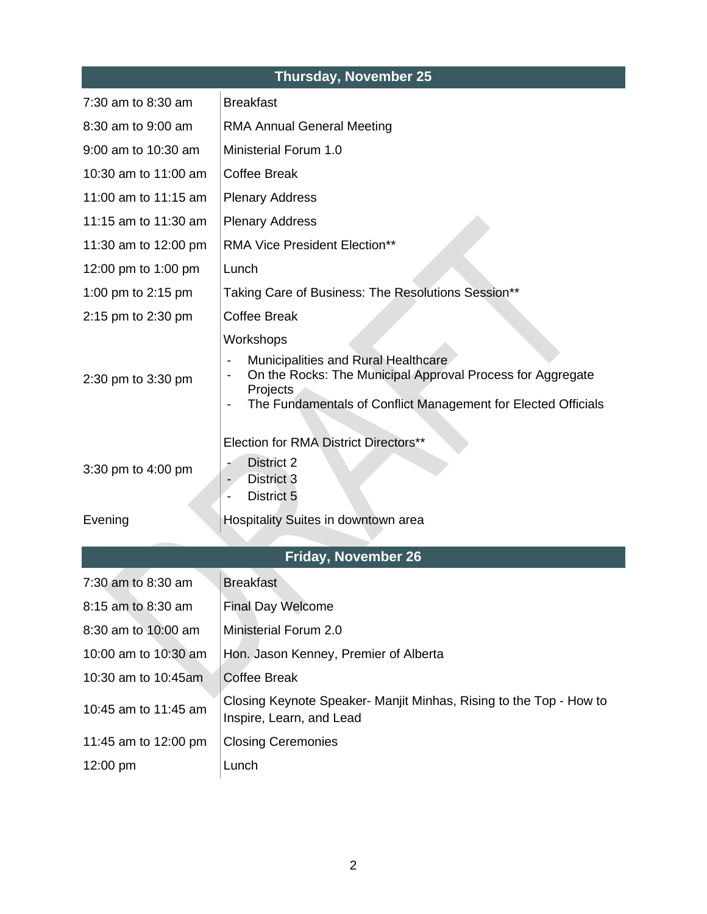| Thursday, November 25 | |
|---|---|
| 7:30 am to 8:30 am | Breakfast |
| 8:30 am to 9:00 am | RMA Annual General Meeting |
| 9:00 am to 10:30 am | Ministerial Forum 1.0 |
| 10:30 am to 11:00 am | Coffee Break |
| 11:00 am to 11:15 am | Plenary Address |
| 11:15 am to 11:30 am | Plenary Address |
| 11:30 am to 12:00 pm | RMA Vice President Election** |
| 12:00 pm to 1:00 pm | Lunch |
| 1:00 pm to 2:15 pm | Taking Care of Business: The Resolutions Session** |
| 2:15 pm to 2:30 pm | Coffee Break |
| 2:30 pm to 3:30 pm | Workshops<br>- Municipalities and Rural Healthcare<br>- On the Rocks: The Municipal Approval Process for Aggregate Projects<br>- The Fundamentals of Conflict Management for Elected Officials |
| 3:30 pm to 4:00 pm | Election for RMA District Directors**<br>- District 2<br>- District 3<br>- District 5 |
| Evening | Hospitality Suites in downtown area |

| Friday, November 26 | |
|---|---|
| 7:30 am to 8:30 am | Breakfast |
| 8:15 am to 8:30 am | Final Day Welcome |
| 8:30 am to 10:00 am | Ministerial Forum 2.0 |
| 10:00 am to 10:30 am | Hon. Jason Kenney, Premier of Alberta |
| 10:30 am to 10:45am | Coffee Break |
| 10:45 am to 11:45 am | Closing Keynote Speaker- Manjit Minhas, Rising to the Top - How to Inspire, Learn, and Lead |
| 11:45 am to 12:00 pm | Closing Ceremonies |
| 12:00 pm | Lunch |